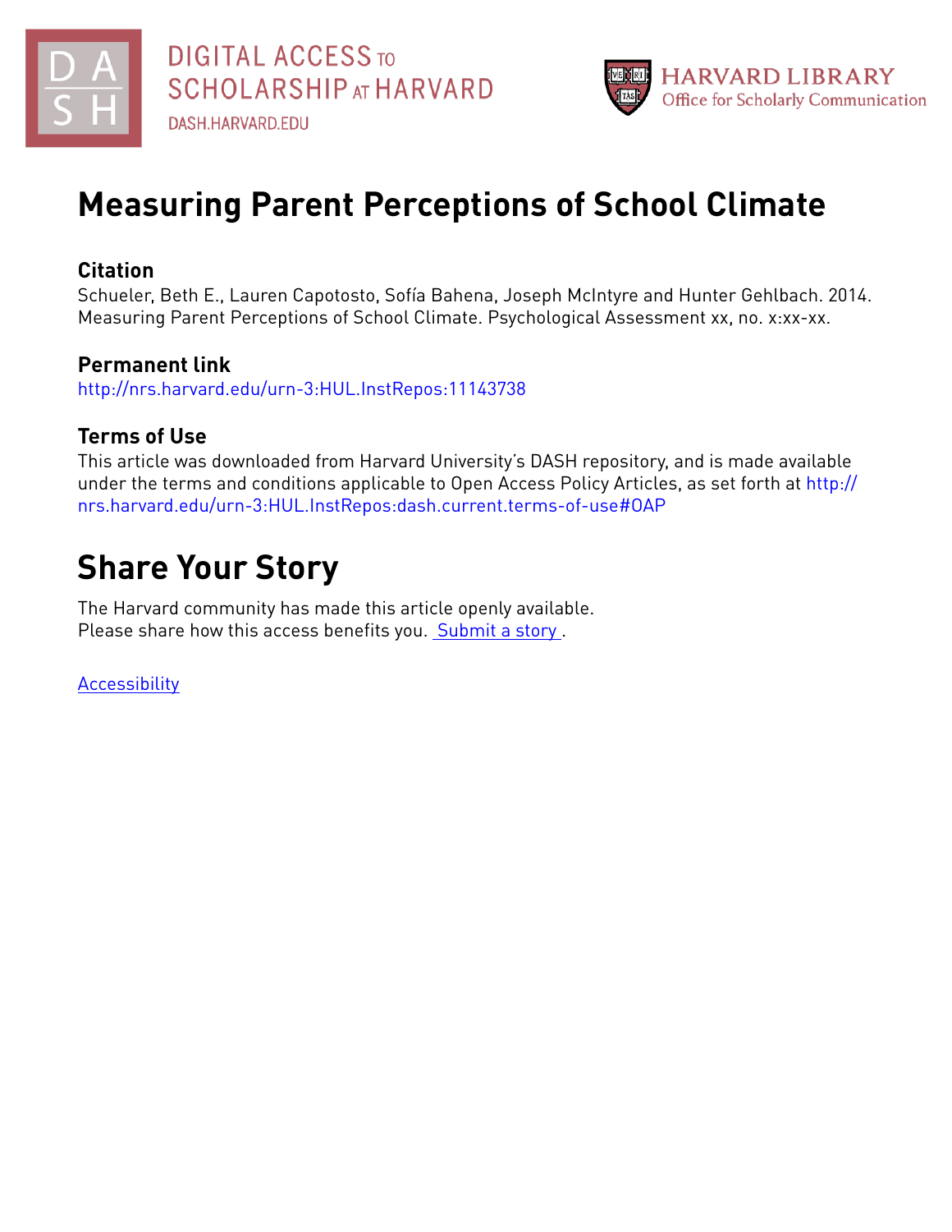# Measuring Parent Perceptions of School Climate

## Citation

Schueler, Beth E., Lauren Capotosto, Sofía Bahena, Joseph McIntyre and Hunter Gehlbach. 2014. Measuring Parent Perceptions of School Climate. Psychological Assessment xx, no. x:xx-xx.

## Permanent link

http://nrs.harvard.edu/urn-3:HUL.InstRepos:11143738

## Terms of Use

This article was downloaded from Harvard University's DASH repository, and is made available under the terms and conditions applicable to Open Access Policy Articles, as set forth at http://nrs.harvard.edu/urn-3:HUL.InstRepos:dash.current.terms-of-use#OAP

# Share Your Story

The Harvard community has made this article openly available.
Please share how this access benefits you. Submit a story .

Accessibility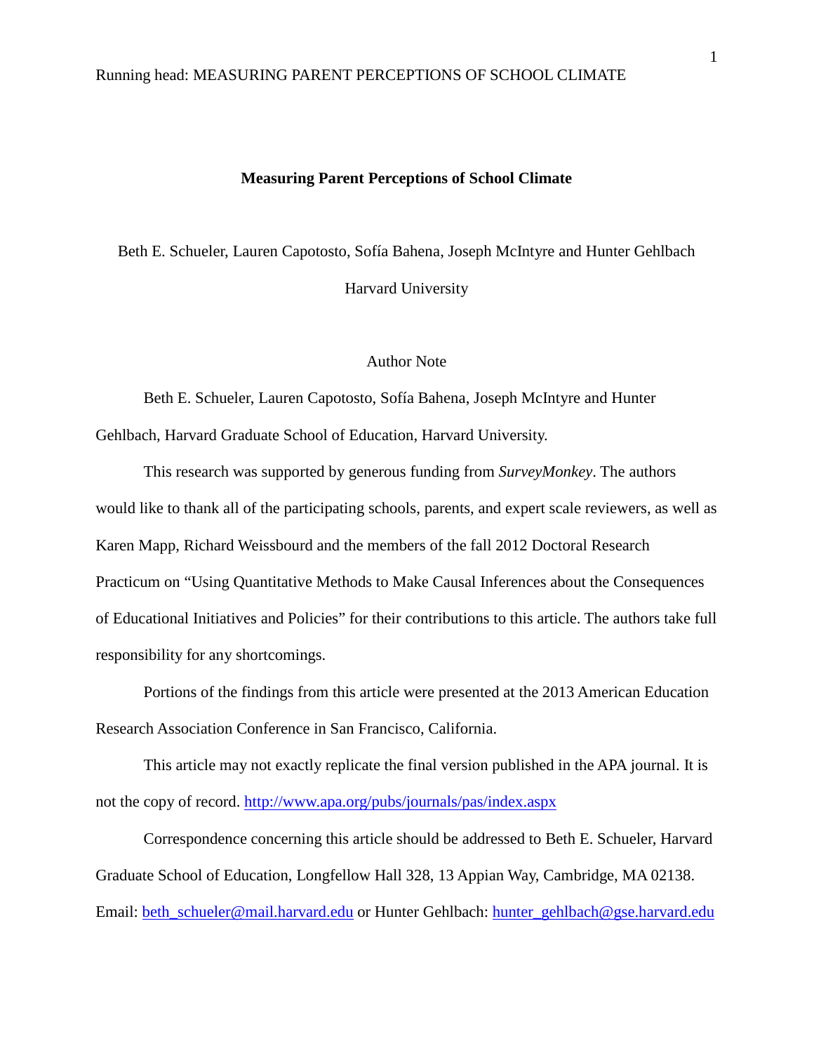# Measuring Parent Perceptions of School Climate

Beth E. Schueler, Lauren Capotosto, Sofía Bahena, Joseph McIntyre and Hunter Gehlbach

Harvard University

## Author Note

Beth E. Schueler, Lauren Capotosto, Sofía Bahena, Joseph McIntyre and Hunter Gehlbach, Harvard Graduate School of Education, Harvard University.

This research was supported by generous funding from *SurveyMonkey*. The authors would like to thank all of the participating schools, parents, and expert scale reviewers, as well as Karen Mapp, Richard Weissbourd and the members of the fall 2012 Doctoral Research Practicum on "Using Quantitative Methods to Make Causal Inferences about the Consequences of Educational Initiatives and Policies" for their contributions to this article. The authors take full responsibility for any shortcomings.

Portions of the findings from this article were presented at the 2013 American Education Research Association Conference in San Francisco, California.

This article may not exactly replicate the final version published in the APA journal. It is not the copy of record. http://www.apa.org/pubs/journals/pas/index.aspx

Correspondence concerning this article should be addressed to Beth E. Schueler, Harvard Graduate School of Education, Longfellow Hall 328, 13 Appian Way, Cambridge, MA 02138. Email: beth_schueler@mail.harvard.edu or Hunter Gehlbach: hunter_gehlbach@gse.harvard.edu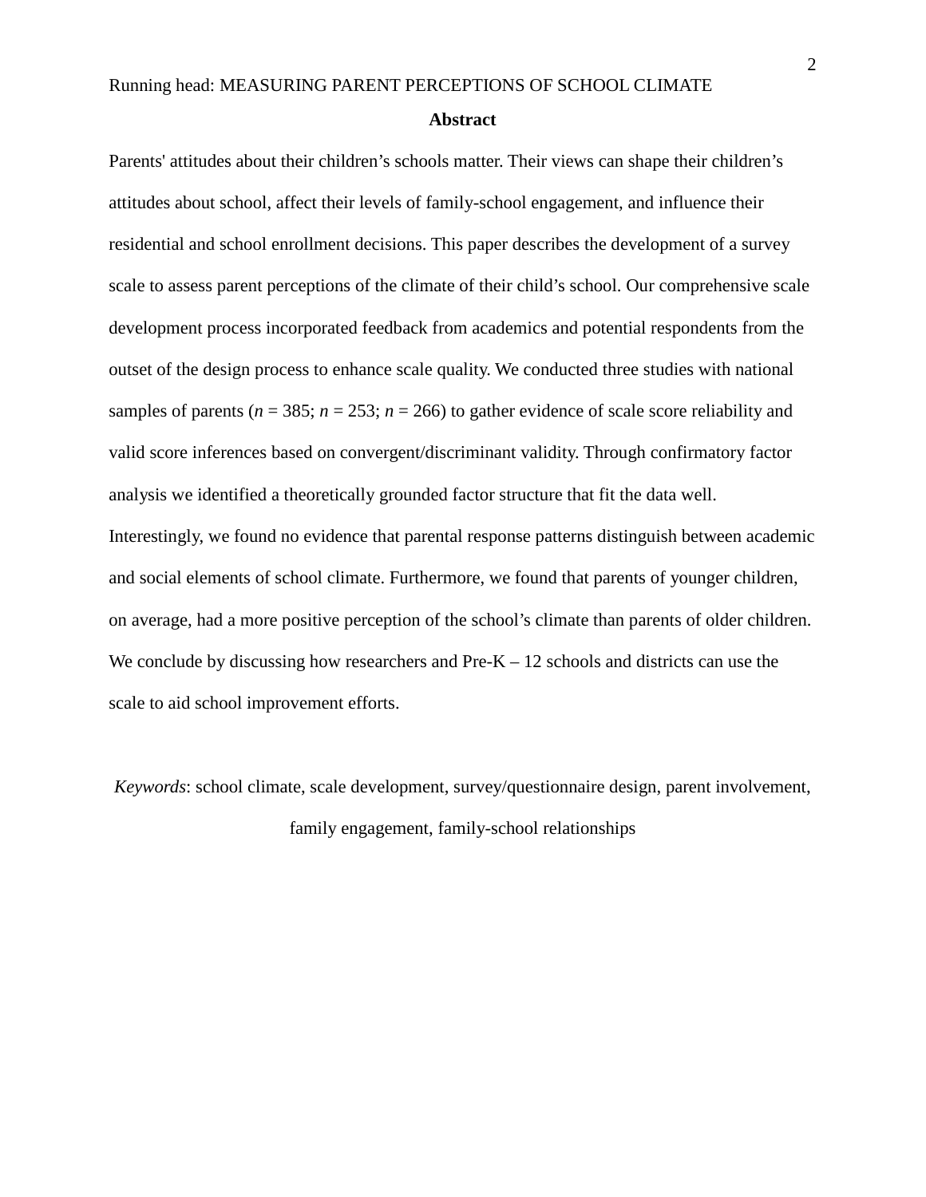## Abstract

Parents' attitudes about their children's schools matter. Their views can shape their children's attitudes about school, affect their levels of family-school engagement, and influence their residential and school enrollment decisions. This paper describes the development of a survey scale to assess parent perceptions of the climate of their child's school. Our comprehensive scale development process incorporated feedback from academics and potential respondents from the outset of the design process to enhance scale quality. We conducted three studies with national samples of parents ($n$ = 385; $n$ = 253; $n$ = 266) to gather evidence of scale score reliability and valid score inferences based on convergent/discriminant validity. Through confirmatory factor analysis we identified a theoretically grounded factor structure that fit the data well. Interestingly, we found no evidence that parental response patterns distinguish between academic and social elements of school climate. Furthermore, we found that parents of younger children, on average, had a more positive perception of the school's climate than parents of older children. We conclude by discussing how researchers and Pre-K – 12 schools and districts can use the scale to aid school improvement efforts.

*Keywords*: school climate, scale development, survey/questionnaire design, parent involvement, family engagement, family-school relationships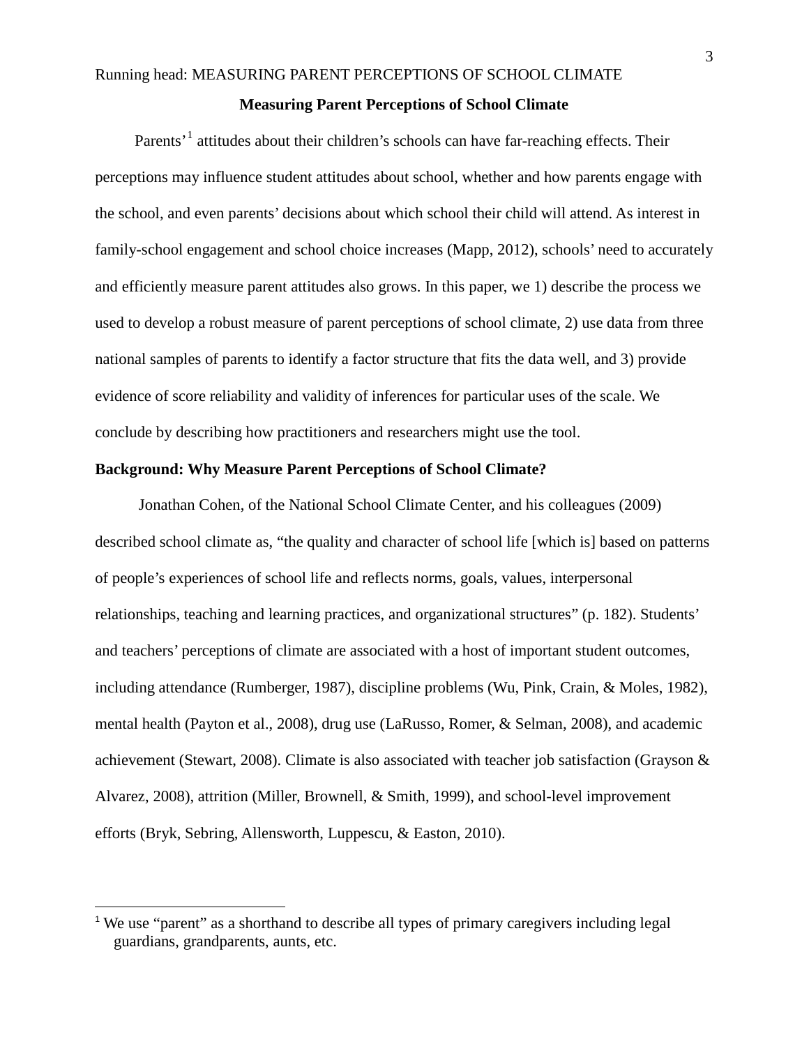# Measuring Parent Perceptions of School Climate

Parents'[1] attitudes about their children's schools can have far-reaching effects. Their perceptions may influence student attitudes about school, whether and how parents engage with the school, and even parents' decisions about which school their child will attend. As interest in family-school engagement and school choice increases (Mapp, 2012), schools' need to accurately and efficiently measure parent attitudes also grows. In this paper, we 1) describe the process we used to develop a robust measure of parent perceptions of school climate, 2) use data from three national samples of parents to identify a factor structure that fits the data well, and 3) provide evidence of score reliability and validity of inferences for particular uses of the scale. We conclude by describing how practitioners and researchers might use the tool.

## Background: Why Measure Parent Perceptions of School Climate?

Jonathan Cohen, of the National School Climate Center, and his colleagues (2009) described school climate as, "the quality and character of school life [which is] based on patterns of people's experiences of school life and reflects norms, goals, values, interpersonal relationships, teaching and learning practices, and organizational structures" (p. 182). Students' and teachers' perceptions of climate are associated with a host of important student outcomes, including attendance (Rumberger, 1987), discipline problems (Wu, Pink, Crain, & Moles, 1982), mental health (Payton et al., 2008), drug use (LaRusso, Romer, & Selman, 2008), and academic achievement (Stewart, 2008). Climate is also associated with teacher job satisfaction (Grayson & Alvarez, 2008), attrition (Miller, Brownell, & Smith, 1999), and school-level improvement efforts (Bryk, Sebring, Allensworth, Luppescu, & Easton, 2010).

[1] We use "parent" as a shorthand to describe all types of primary caregivers including legal guardians, grandparents, aunts, etc.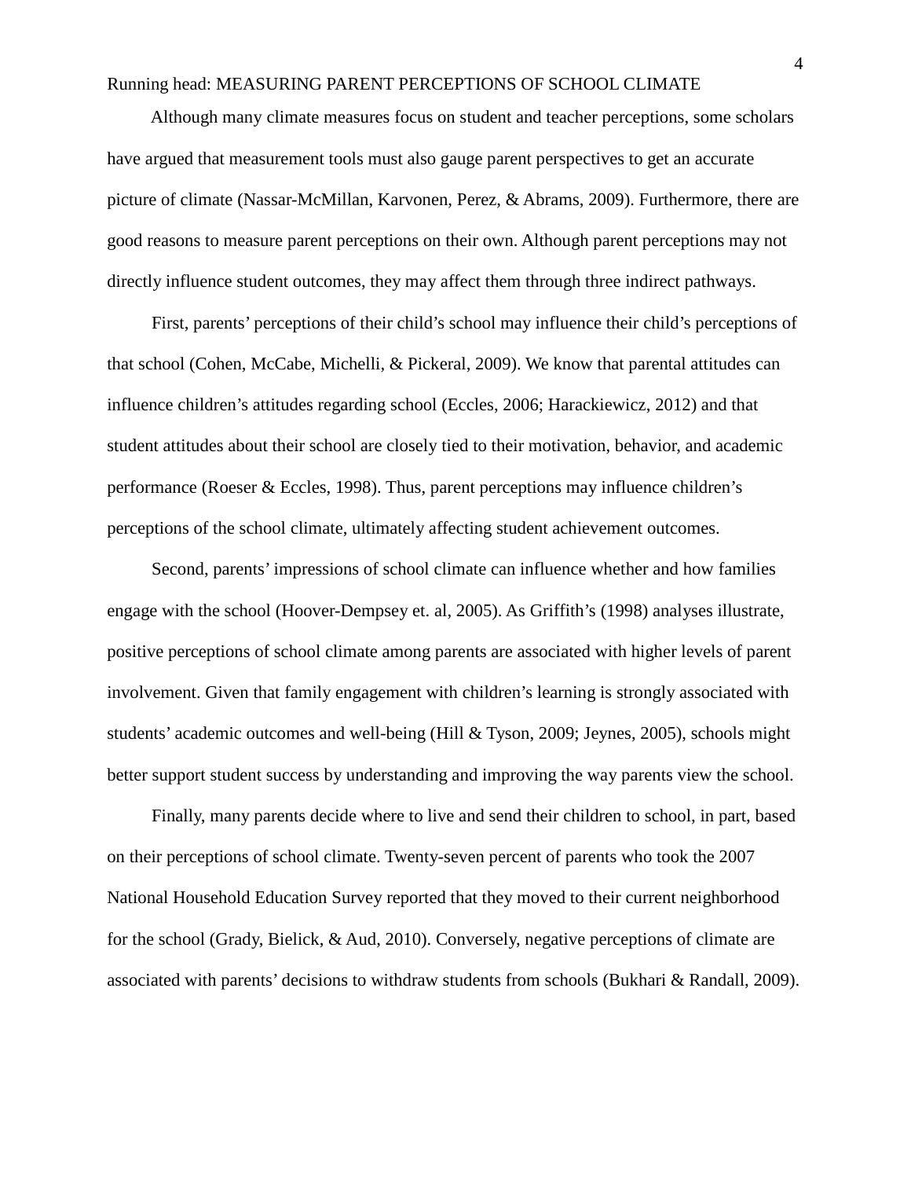Although many climate measures focus on student and teacher perceptions, some scholars have argued that measurement tools must also gauge parent perspectives to get an accurate picture of climate (Nassar-McMillan, Karvonen, Perez, & Abrams, 2009). Furthermore, there are good reasons to measure parent perceptions on their own. Although parent perceptions may not directly influence student outcomes, they may affect them through three indirect pathways.

First, parents' perceptions of their child's school may influence their child's perceptions of that school (Cohen, McCabe, Michelli, & Pickeral, 2009). We know that parental attitudes can influence children's attitudes regarding school (Eccles, 2006; Harackiewicz, 2012) and that student attitudes about their school are closely tied to their motivation, behavior, and academic performance (Roeser & Eccles, 1998). Thus, parent perceptions may influence children's perceptions of the school climate, ultimately affecting student achievement outcomes.

Second, parents' impressions of school climate can influence whether and how families engage with the school (Hoover-Dempsey et. al, 2005). As Griffith's (1998) analyses illustrate, positive perceptions of school climate among parents are associated with higher levels of parent involvement. Given that family engagement with children's learning is strongly associated with students' academic outcomes and well-being (Hill & Tyson, 2009; Jeynes, 2005), schools might better support student success by understanding and improving the way parents view the school.

Finally, many parents decide where to live and send their children to school, in part, based on their perceptions of school climate. Twenty-seven percent of parents who took the 2007 National Household Education Survey reported that they moved to their current neighborhood for the school (Grady, Bielick, & Aud, 2010). Conversely, negative perceptions of climate are associated with parents' decisions to withdraw students from schools (Bukhari & Randall, 2009).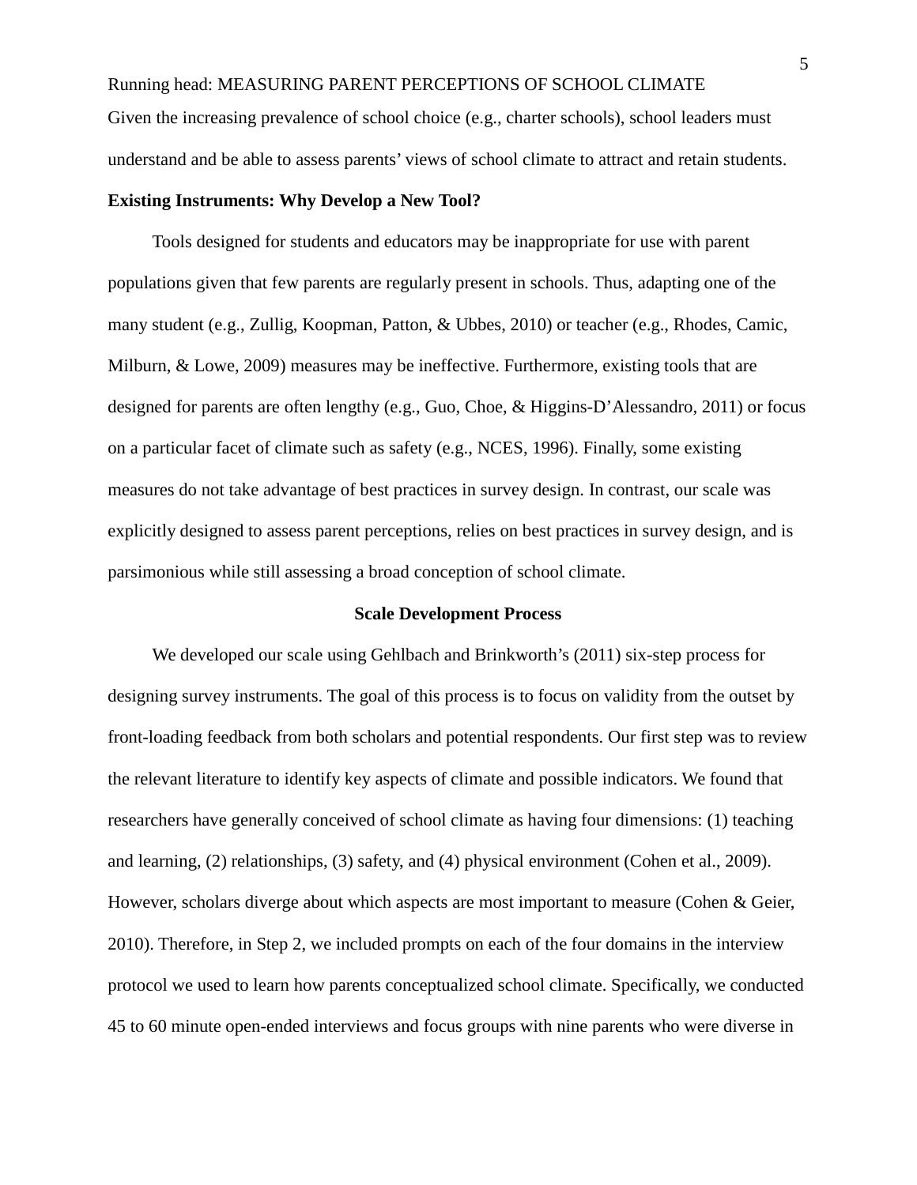Given the increasing prevalence of school choice (e.g., charter schools), school leaders must understand and be able to assess parents' views of school climate to attract and retain students.

**Existing Instruments: Why Develop a New Tool?**

Tools designed for students and educators may be inappropriate for use with parent populations given that few parents are regularly present in schools. Thus, adapting one of the many student (e.g., Zullig, Koopman, Patton, & Ubbes, 2010) or teacher (e.g., Rhodes, Camic, Milburn, & Lowe, 2009) measures may be ineffective. Furthermore, existing tools that are designed for parents are often lengthy (e.g., Guo, Choe, & Higgins-D'Alessandro, 2011) or focus on a particular facet of climate such as safety (e.g., NCES, 1996). Finally, some existing measures do not take advantage of best practices in survey design. In contrast, our scale was explicitly designed to assess parent perceptions, relies on best practices in survey design, and is parsimonious while still assessing a broad conception of school climate.

## Scale Development Process

We developed our scale using Gehlbach and Brinkworth's (2011) six-step process for designing survey instruments. The goal of this process is to focus on validity from the outset by front-loading feedback from both scholars and potential respondents. Our first step was to review the relevant literature to identify key aspects of climate and possible indicators. We found that researchers have generally conceived of school climate as having four dimensions: (1) teaching and learning, (2) relationships, (3) safety, and (4) physical environment (Cohen et al., 2009). However, scholars diverge about which aspects are most important to measure (Cohen & Geier, 2010). Therefore, in Step 2, we included prompts on each of the four domains in the interview protocol we used to learn how parents conceptualized school climate. Specifically, we conducted 45 to 60 minute open-ended interviews and focus groups with nine parents who were diverse in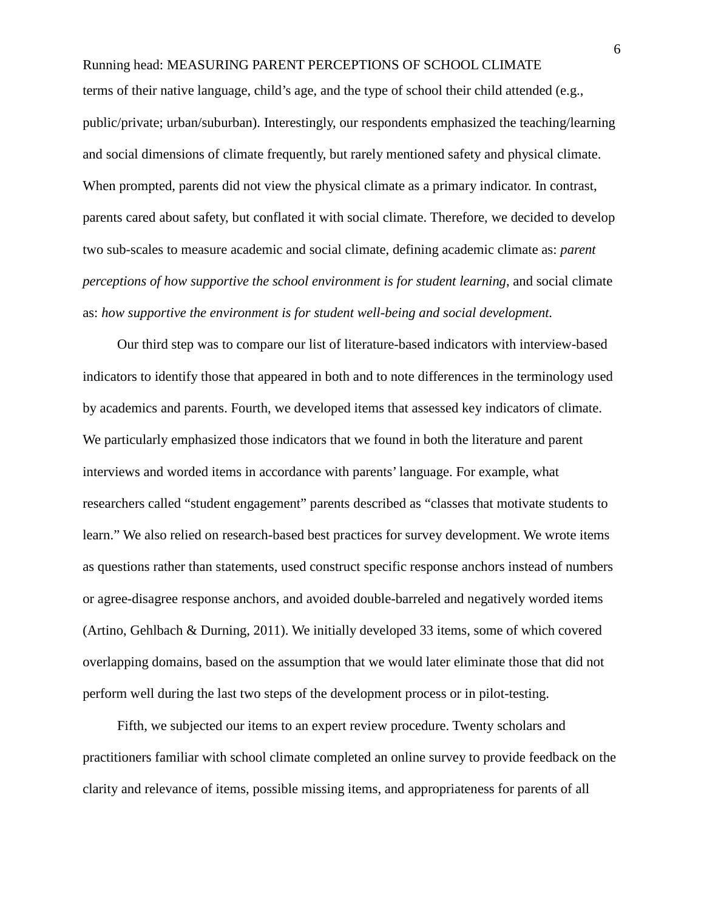terms of their native language, child's age, and the type of school their child attended (e.g., public/private; urban/suburban). Interestingly, our respondents emphasized the teaching/learning and social dimensions of climate frequently, but rarely mentioned safety and physical climate. When prompted, parents did not view the physical climate as a primary indicator. In contrast, parents cared about safety, but conflated it with social climate. Therefore, we decided to develop two sub-scales to measure academic and social climate, defining academic climate as: *parent perceptions of how supportive the school environment is for student learning*, and social climate as: *how supportive the environment is for student well-being and social development.*

Our third step was to compare our list of literature-based indicators with interview-based indicators to identify those that appeared in both and to note differences in the terminology used by academics and parents. Fourth, we developed items that assessed key indicators of climate. We particularly emphasized those indicators that we found in both the literature and parent interviews and worded items in accordance with parents' language. For example, what researchers called "student engagement" parents described as "classes that motivate students to learn." We also relied on research-based best practices for survey development. We wrote items as questions rather than statements, used construct specific response anchors instead of numbers or agree-disagree response anchors, and avoided double-barreled and negatively worded items (Artino, Gehlbach & Durning, 2011). We initially developed 33 items, some of which covered overlapping domains, based on the assumption that we would later eliminate those that did not perform well during the last two steps of the development process or in pilot-testing.

Fifth, we subjected our items to an expert review procedure. Twenty scholars and practitioners familiar with school climate completed an online survey to provide feedback on the clarity and relevance of items, possible missing items, and appropriateness for parents of all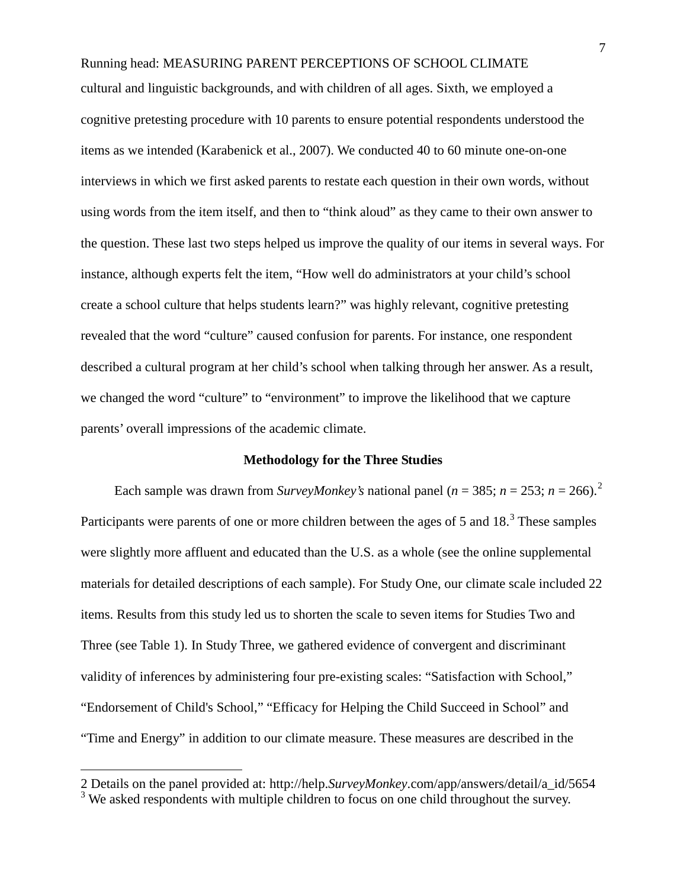cultural and linguistic backgrounds, and with children of all ages. Sixth, we employed a cognitive pretesting procedure with 10 parents to ensure potential respondents understood the items as we intended (Karabenick et al., 2007). We conducted 40 to 60 minute one-on-one interviews in which we first asked parents to restate each question in their own words, without using words from the item itself, and then to "think aloud" as they came to their own answer to the question. These last two steps helped us improve the quality of our items in several ways. For instance, although experts felt the item, "How well do administrators at your child's school create a school culture that helps students learn?" was highly relevant, cognitive pretesting revealed that the word "culture" caused confusion for parents. For instance, one respondent described a cultural program at her child's school when talking through her answer. As a result, we changed the word "culture" to "environment" to improve the likelihood that we capture parents' overall impressions of the academic climate.

## Methodology for the Three Studies

Each sample was drawn from *SurveyMonkey's* national panel ($n$ = 385; $n$ = 253; $n$ = 266).[2] Participants were parents of one or more children between the ages of 5 and 18.[3] These samples were slightly more affluent and educated than the U.S. as a whole (see the online supplemental materials for detailed descriptions of each sample). For Study One, our climate scale included 22 items. Results from this study led us to shorten the scale to seven items for Studies Two and Three (see Table 1). In Study Three, we gathered evidence of convergent and discriminant validity of inferences by administering four pre-existing scales: "Satisfaction with School," "Endorsement of Child's School," "Efficacy for Helping the Child Succeed in School" and "Time and Energy" in addition to our climate measure. These measures are described in the

---

2 Details on the panel provided at: http://help.*SurveyMonkey*.com/app/answers/detail/a_id/5654

3 We asked respondents with multiple children to focus on one child throughout the survey.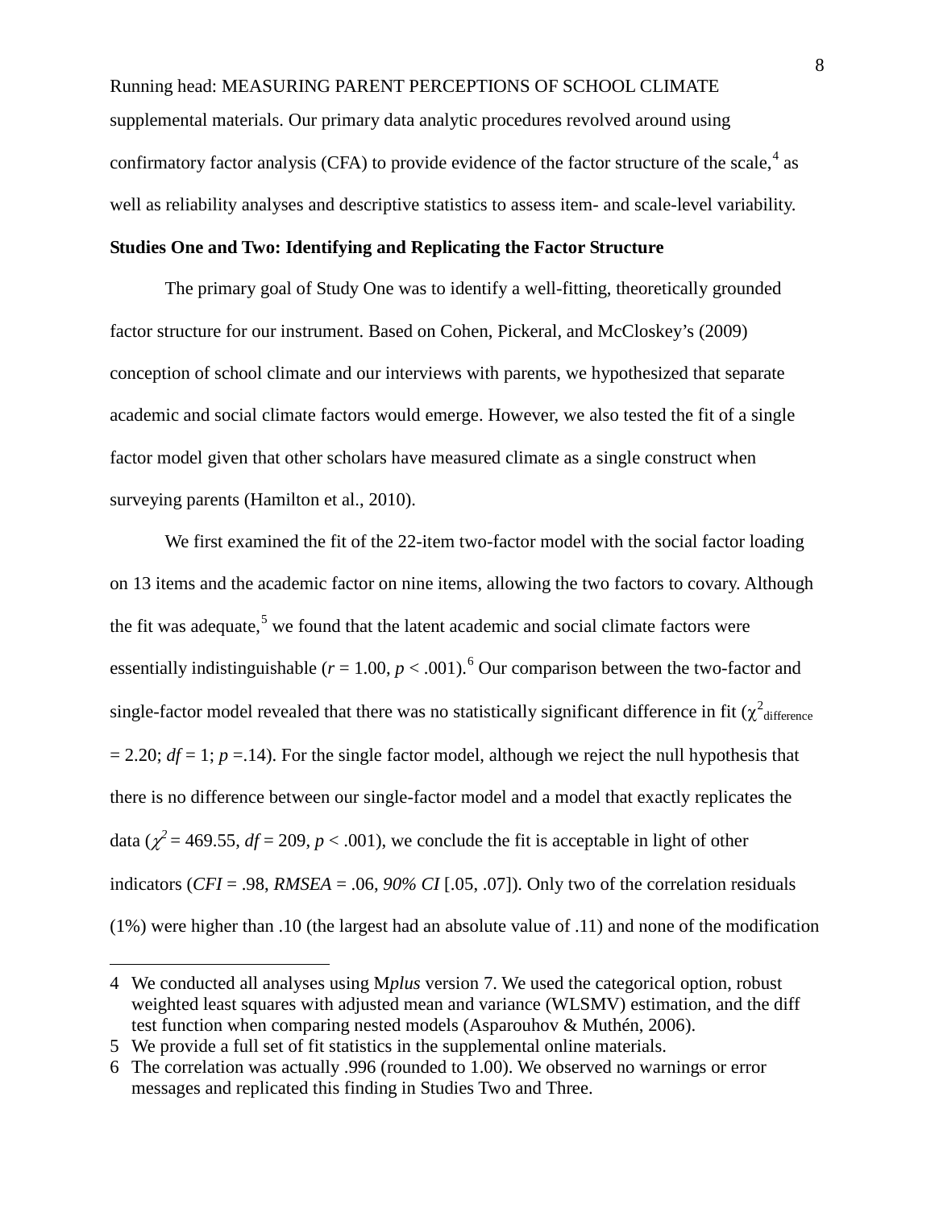supplemental materials. Our primary data analytic procedures revolved around using confirmatory factor analysis (CFA) to provide evidence of the factor structure of the scale,[4] as well as reliability analyses and descriptive statistics to assess item- and scale-level variability.

**Studies One and Two: Identifying and Replicating the Factor Structure**

The primary goal of Study One was to identify a well-fitting, theoretically grounded factor structure for our instrument. Based on Cohen, Pickeral, and McCloskey's (2009) conception of school climate and our interviews with parents, we hypothesized that separate academic and social climate factors would emerge. However, we also tested the fit of a single factor model given that other scholars have measured climate as a single construct when surveying parents (Hamilton et al., 2010).

We first examined the fit of the 22-item two-factor model with the social factor loading on 13 items and the academic factor on nine items, allowing the two factors to covary. Although the fit was adequate,[5] we found that the latent academic and social climate factors were essentially indistinguishable ($r$ = 1.00, $p$ < .001).[6] Our comparison between the two-factor and single-factor model revealed that there was no statistically significant difference in fit ($\chi^2_{\text{difference}}$ = 2.20; $df$ = 1; $p$ =.14). For the single factor model, although we reject the null hypothesis that there is no difference between our single-factor model and a model that exactly replicates the data ($\chi^2$ = 469.55, $df$ = 209, $p$ < .001), we conclude the fit is acceptable in light of other indicators (*CFI* = .98, *RMSEA* = .06, *90% CI* [.05, .07]). Only two of the correlation residuals (1%) were higher than .10 (the largest had an absolute value of .11) and none of the modification

---

4 We conducted all analyses using M*plus* version 7. We used the categorical option, robust weighted least squares with adjusted mean and variance (WLSMV) estimation, and the diff test function when comparing nested models (Asparouhov & Muthén, 2006).

5 We provide a full set of fit statistics in the supplemental online materials.

6 The correlation was actually .996 (rounded to 1.00). We observed no warnings or error messages and replicated this finding in Studies Two and Three.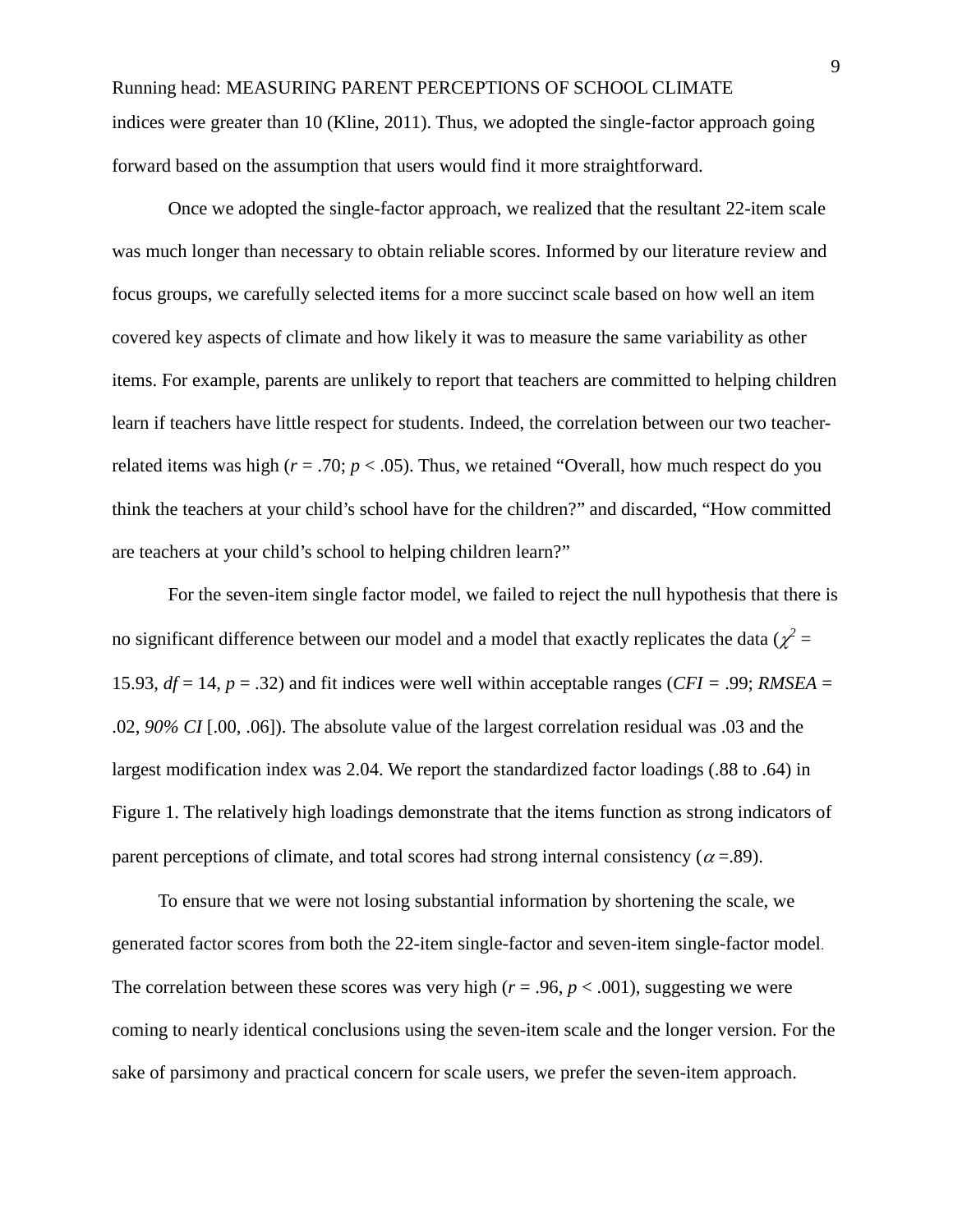indices were greater than 10 (Kline, 2011). Thus, we adopted the single-factor approach going forward based on the assumption that users would find it more straightforward.

Once we adopted the single-factor approach, we realized that the resultant 22-item scale was much longer than necessary to obtain reliable scores. Informed by our literature review and focus groups, we carefully selected items for a more succinct scale based on how well an item covered key aspects of climate and how likely it was to measure the same variability as other items. For example, parents are unlikely to report that teachers are committed to helping children learn if teachers have little respect for students. Indeed, the correlation between our two teacher-related items was high ($r$ = .70; $p$ < .05). Thus, we retained "Overall, how much respect do you think the teachers at your child's school have for the children?" and discarded, "How committed are teachers at your child's school to helping children learn?"

For the seven-item single factor model, we failed to reject the null hypothesis that there is no significant difference between our model and a model that exactly replicates the data ($\chi^2$ = 15.93, $df$ = 14, $p$ = .32) and fit indices were well within acceptable ranges ($CFI$ = .99; $RMSEA$ = .02, *90% CI* [.00, .06]). The absolute value of the largest correlation residual was .03 and the largest modification index was 2.04. We report the standardized factor loadings (.88 to .64) in Figure 1. The relatively high loadings demonstrate that the items function as strong indicators of parent perceptions of climate, and total scores had strong internal consistency ($\alpha$ =.89).

To ensure that we were not losing substantial information by shortening the scale, we generated factor scores from both the 22-item single-factor and seven-item single-factor model. The correlation between these scores was very high ($r$ = .96, $p$ < .001), suggesting we were coming to nearly identical conclusions using the seven-item scale and the longer version. For the sake of parsimony and practical concern for scale users, we prefer the seven-item approach.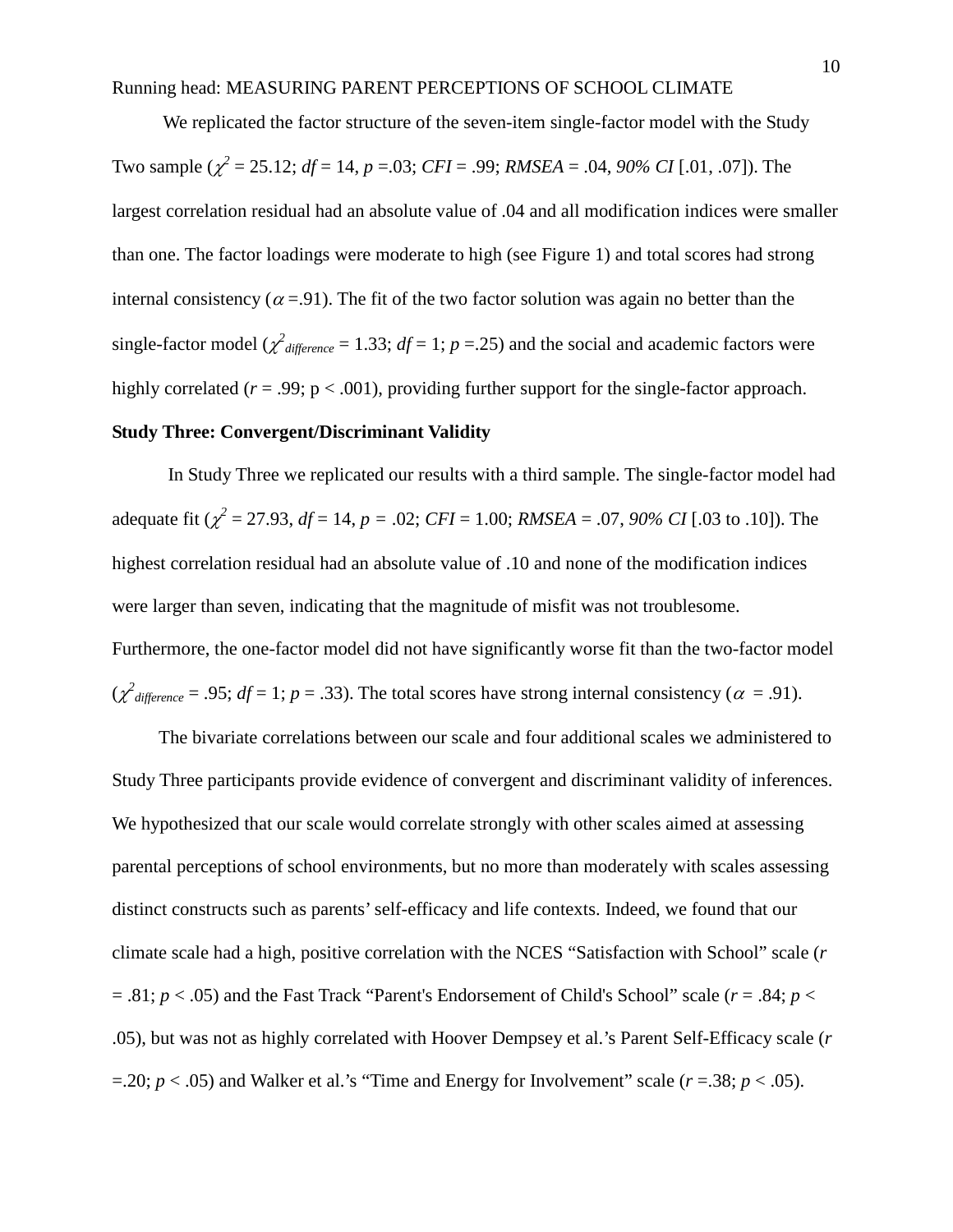We replicated the factor structure of the seven-item single-factor model with the Study Two sample ($\chi^2$ = 25.12; *df* = 14, *p* =.03; *CFI* = .99; *RMSEA* = .04, *90% CI* [.01, .07]). The largest correlation residual had an absolute value of .04 and all modification indices were smaller than one. The factor loadings were moderate to high (see Figure 1) and total scores had strong internal consistency ($\alpha$ =.91). The fit of the two factor solution was again no better than the single-factor model ($\chi^2_{difference}$ = 1.33; *df* = 1; *p* =.25) and the social and academic factors were highly correlated (*r* = .99; p < .001), providing further support for the single-factor approach.

**Study Three: Convergent/Discriminant Validity**

In Study Three we replicated our results with a third sample. The single-factor model had adequate fit ($\chi^2$ = 27.93, *df* = 14, *p* = .02; *CFI* = 1.00; *RMSEA* = .07, *90% CI* [.03 to .10]). The highest correlation residual had an absolute value of .10 and none of the modification indices were larger than seven, indicating that the magnitude of misfit was not troublesome. Furthermore, the one-factor model did not have significantly worse fit than the two-factor model ($\chi^2_{difference}$ = .95; *df* = 1; *p* = .33). The total scores have strong internal consistency ($\alpha$ = .91).

The bivariate correlations between our scale and four additional scales we administered to Study Three participants provide evidence of convergent and discriminant validity of inferences. We hypothesized that our scale would correlate strongly with other scales aimed at assessing parental perceptions of school environments, but no more than moderately with scales assessing distinct constructs such as parents' self-efficacy and life contexts. Indeed, we found that our climate scale had a high, positive correlation with the NCES "Satisfaction with School" scale (*r* = .81; *p* < .05) and the Fast Track "Parent's Endorsement of Child's School" scale (*r* = .84; *p* < .05), but was not as highly correlated with Hoover Dempsey et al.'s Parent Self-Efficacy scale (*r* =.20; *p* < .05) and Walker et al.'s "Time and Energy for Involvement" scale (*r* =.38; *p* < .05).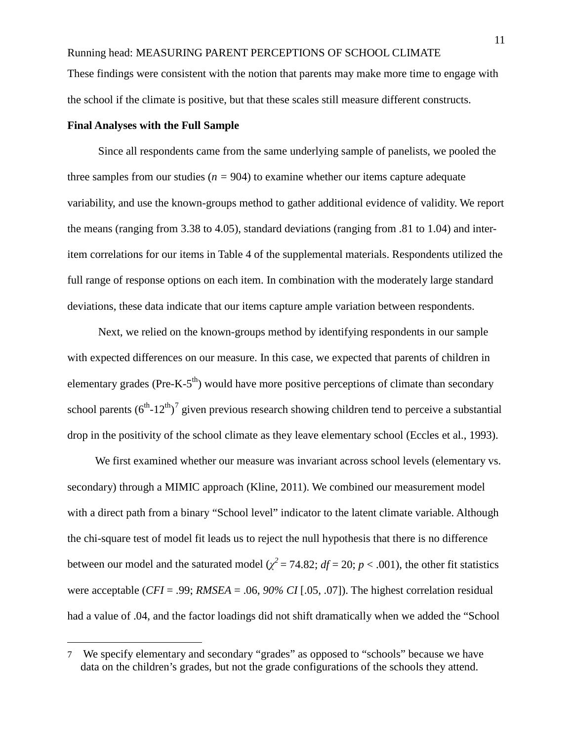These findings were consistent with the notion that parents may make more time to engage with the school if the climate is positive, but that these scales still measure different constructs.

**Final Analyses with the Full Sample**

Since all respondents came from the same underlying sample of panelists, we pooled the three samples from our studies ($n$ = 904) to examine whether our items capture adequate variability, and use the known-groups method to gather additional evidence of validity. We report the means (ranging from 3.38 to 4.05), standard deviations (ranging from .81 to 1.04) and inter-item correlations for our items in Table 4 of the supplemental materials. Respondents utilized the full range of response options on each item. In combination with the moderately large standard deviations, these data indicate that our items capture ample variation between respondents.

Next, we relied on the known-groups method by identifying respondents in our sample with expected differences on our measure. In this case, we expected that parents of children in elementary grades (Pre-K-5th) would have more positive perceptions of climate than secondary school parents (6th-12th)[7] given previous research showing children tend to perceive a substantial drop in the positivity of the school climate as they leave elementary school (Eccles et al., 1993).

We first examined whether our measure was invariant across school levels (elementary vs. secondary) through a MIMIC approach (Kline, 2011). We combined our measurement model with a direct path from a binary “School level” indicator to the latent climate variable. Although the chi-square test of model fit leads us to reject the null hypothesis that there is no difference between our model and the saturated model ($\chi^2$ = 74.82; $df$ = 20; $p$ < .001), the other fit statistics were acceptable ($CFI$ = .99; $RMSEA$ = .06, *90% CI* [.05, .07]). The highest correlation residual had a value of .04, and the factor loadings did not shift dramatically when we added the “School

---

[7] We specify elementary and secondary “grades” as opposed to “schools” because we have data on the children’s grades, but not the grade configurations of the schools they attend.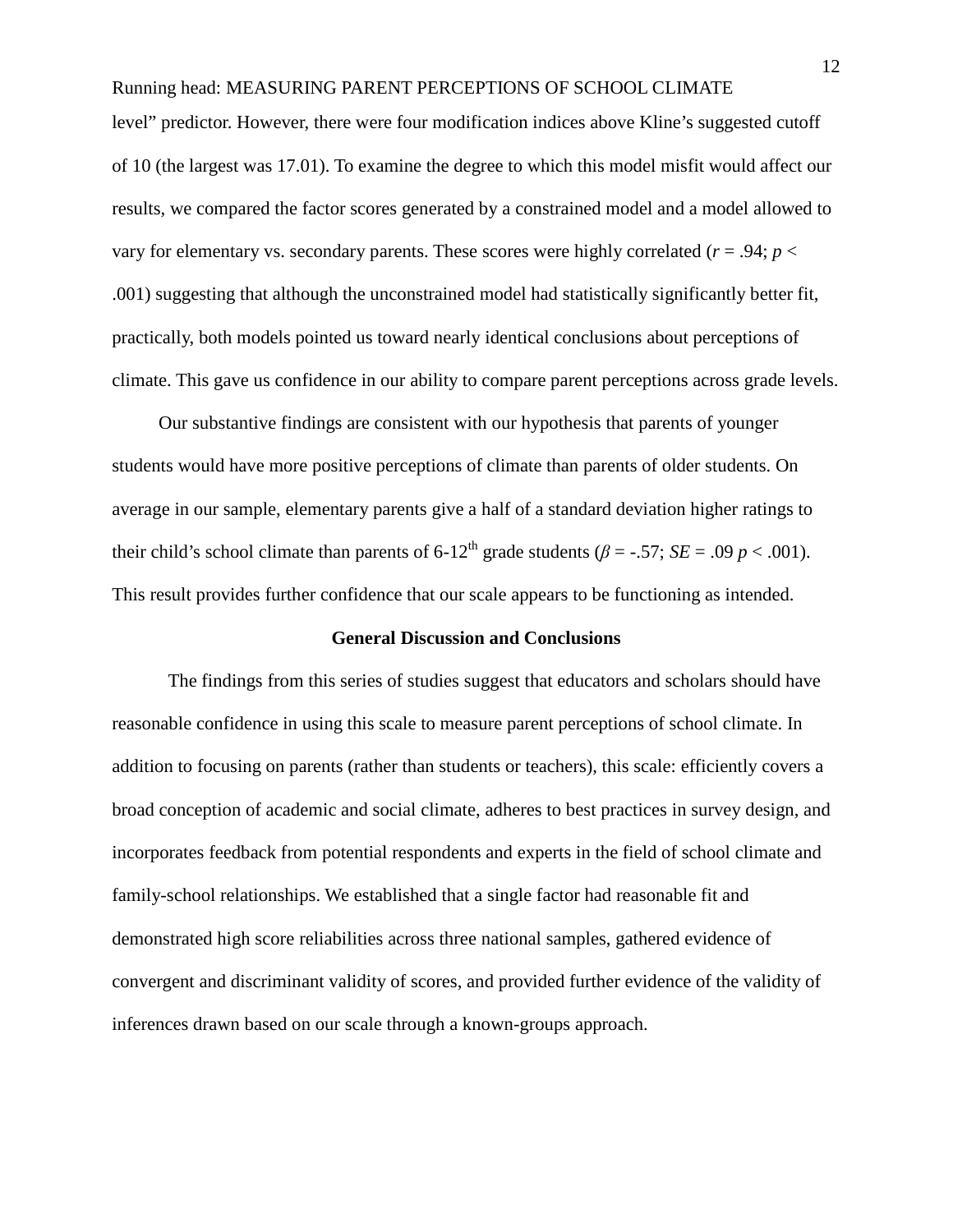level" predictor. However, there were four modification indices above Kline's suggested cutoff of 10 (the largest was 17.01). To examine the degree to which this model misfit would affect our results, we compared the factor scores generated by a constrained model and a model allowed to vary for elementary vs. secondary parents. These scores were highly correlated ($r$ = .94; $p$ < .001) suggesting that although the unconstrained model had statistically significantly better fit, practically, both models pointed us toward nearly identical conclusions about perceptions of climate. This gave us confidence in our ability to compare parent perceptions across grade levels.

Our substantive findings are consistent with our hypothesis that parents of younger students would have more positive perceptions of climate than parents of older students. On average in our sample, elementary parents give a half of a standard deviation higher ratings to their child's school climate than parents of 6-12$^{th}$ grade students ($\beta$ = -.57; $SE$ = .09 $p$ < .001). This result provides further confidence that our scale appears to be functioning as intended.

## General Discussion and Conclusions

The findings from this series of studies suggest that educators and scholars should have reasonable confidence in using this scale to measure parent perceptions of school climate. In addition to focusing on parents (rather than students or teachers), this scale: efficiently covers a broad conception of academic and social climate, adheres to best practices in survey design, and incorporates feedback from potential respondents and experts in the field of school climate and family-school relationships. We established that a single factor had reasonable fit and demonstrated high score reliabilities across three national samples, gathered evidence of convergent and discriminant validity of scores, and provided further evidence of the validity of inferences drawn based on our scale through a known-groups approach.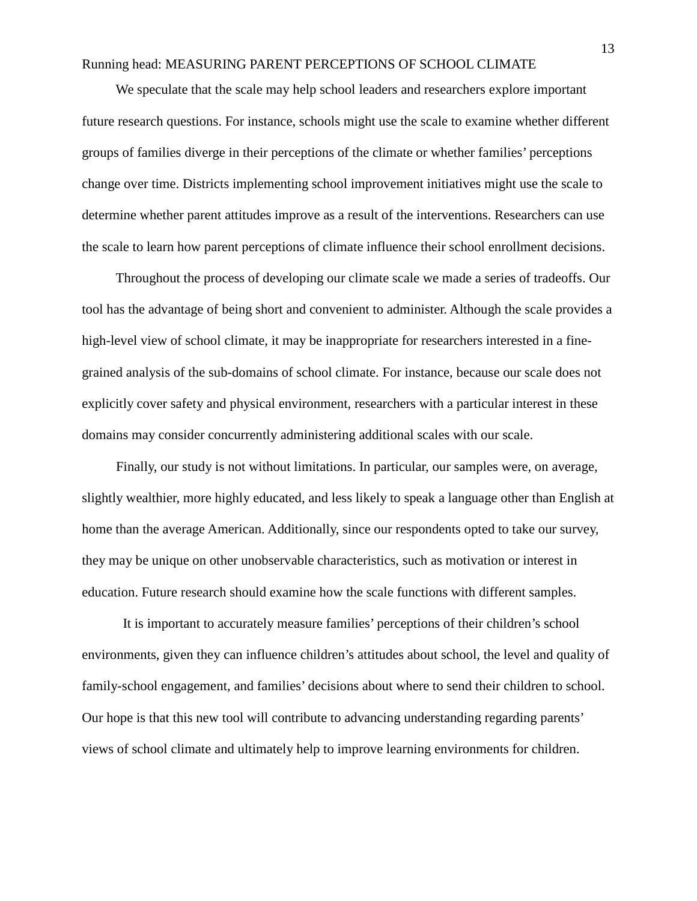We speculate that the scale may help school leaders and researchers explore important future research questions. For instance, schools might use the scale to examine whether different groups of families diverge in their perceptions of the climate or whether families' perceptions change over time. Districts implementing school improvement initiatives might use the scale to determine whether parent attitudes improve as a result of the interventions. Researchers can use the scale to learn how parent perceptions of climate influence their school enrollment decisions.

Throughout the process of developing our climate scale we made a series of tradeoffs. Our tool has the advantage of being short and convenient to administer. Although the scale provides a high-level view of school climate, it may be inappropriate for researchers interested in a fine-grained analysis of the sub-domains of school climate. For instance, because our scale does not explicitly cover safety and physical environment, researchers with a particular interest in these domains may consider concurrently administering additional scales with our scale.

Finally, our study is not without limitations. In particular, our samples were, on average, slightly wealthier, more highly educated, and less likely to speak a language other than English at home than the average American. Additionally, since our respondents opted to take our survey, they may be unique on other unobservable characteristics, such as motivation or interest in education. Future research should examine how the scale functions with different samples.

It is important to accurately measure families' perceptions of their children's school environments, given they can influence children's attitudes about school, the level and quality of family-school engagement, and families' decisions about where to send their children to school. Our hope is that this new tool will contribute to advancing understanding regarding parents' views of school climate and ultimately help to improve learning environments for children.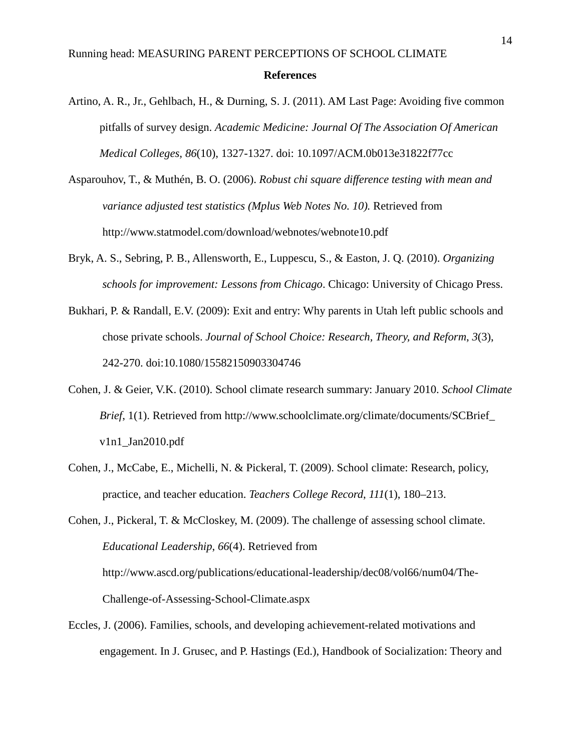**References**

Artino, A. R., Jr., Gehlbach, H., & Durning, S. J. (2011). AM Last Page: Avoiding five common pitfalls of survey design. *Academic Medicine: Journal Of The Association Of American Medical Colleges, 86*(10), 1327-1327. doi: 10.1097/ACM.0b013e31822f77cc

Asparouhov, T., & Muthén, B. O. (2006). *Robust chi square difference testing with mean and variance adjusted test statistics (Mplus Web Notes No. 10).* Retrieved from http://www.statmodel.com/download/webnotes/webnote10.pdf

Bryk, A. S., Sebring, P. B., Allensworth, E., Luppescu, S., & Easton, J. Q. (2010). *Organizing schools for improvement: Lessons from Chicago*. Chicago: University of Chicago Press.

Bukhari, P. & Randall, E.V. (2009): Exit and entry: Why parents in Utah left public schools and chose private schools. *Journal of School Choice: Research, Theory, and Reform*, *3*(3), 242-270. doi:10.1080/15582150903304746

Cohen, J. & Geier, V.K. (2010). School climate research summary: January 2010. *School Climate Brief*, 1(1). Retrieved from http://www.schoolclimate.org/climate/documents/SCBrief_v1n1_Jan2010.pdf

Cohen, J., McCabe, E., Michelli, N. & Pickeral, T. (2009). School climate: Research, policy, practice, and teacher education. *Teachers College Record*, *111*(1), 180–213.

Cohen, J., Pickeral, T. & McCloskey, M. (2009). The challenge of assessing school climate. *Educational Leadership*, *66*(4). Retrieved from http://www.ascd.org/publications/educational-leadership/dec08/vol66/num04/The-Challenge-of-Assessing-School-Climate.aspx

Eccles, J. (2006). Families, schools, and developing achievement-related motivations and engagement. In J. Grusec, and P. Hastings (Ed.), Handbook of Socialization: Theory and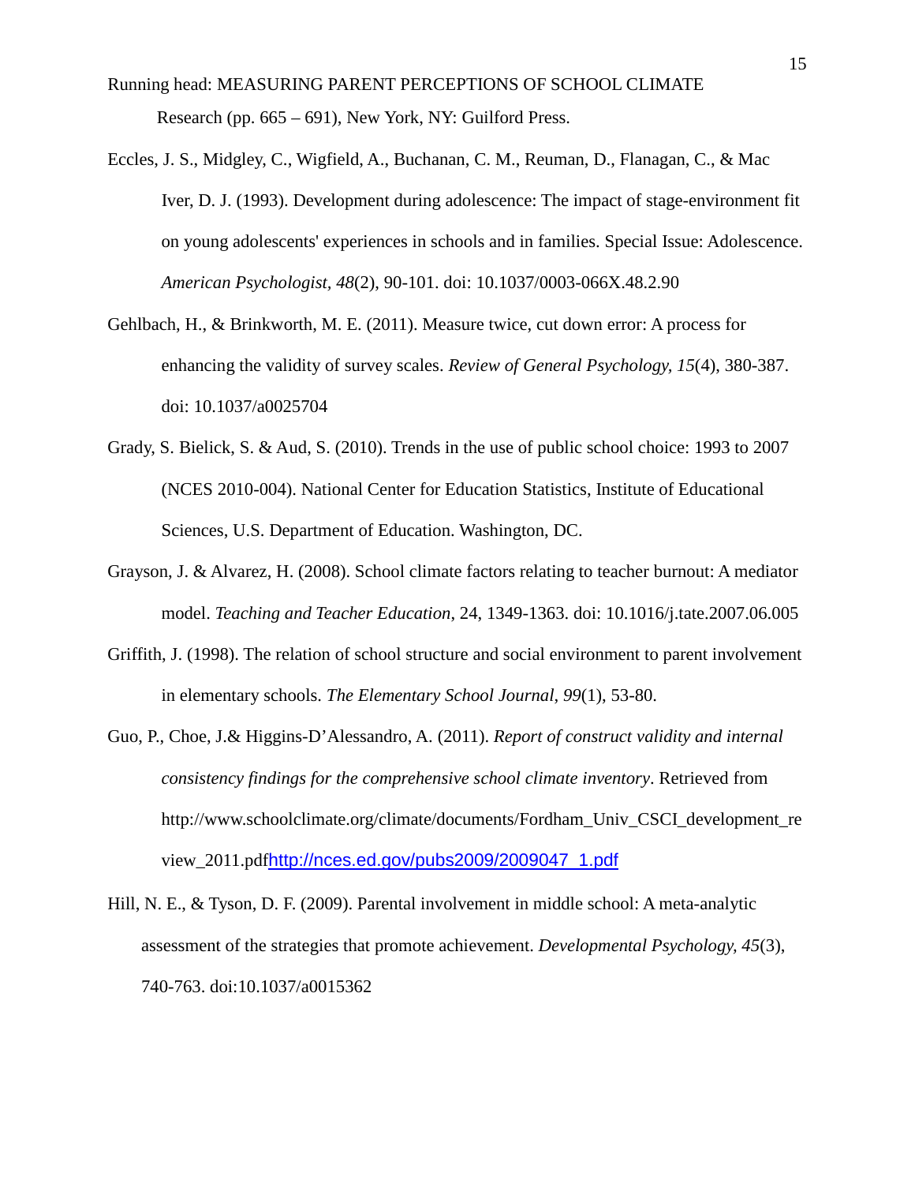Research (pp. 665 – 691), New York, NY: Guilford Press.

Eccles, J. S., Midgley, C., Wigfield, A., Buchanan, C. M., Reuman, D., Flanagan, C., & Mac Iver, D. J. (1993). Development during adolescence: The impact of stage-environment fit on young adolescents' experiences in schools and in families. Special Issue: Adolescence. *American Psychologist, 48*(2), 90-101. doi: 10.1037/0003-066X.48.2.90

Gehlbach, H., & Brinkworth, M. E. (2011). Measure twice, cut down error: A process for enhancing the validity of survey scales. *Review of General Psychology, 15*(4), 380-387. doi: 10.1037/a0025704

Grady, S. Bielick, S. & Aud, S. (2010). Trends in the use of public school choice: 1993 to 2007 (NCES 2010-004). National Center for Education Statistics, Institute of Educational Sciences, U.S. Department of Education. Washington, DC.

Grayson, J. & Alvarez, H. (2008). School climate factors relating to teacher burnout: A mediator model. *Teaching and Teacher Education*, 24, 1349-1363. doi: 10.1016/j.tate.2007.06.005

Griffith, J. (1998). The relation of school structure and social environment to parent involvement in elementary schools. *The Elementary School Journal*, *99*(1), 53-80.

Guo, P., Choe, J.& Higgins-D'Alessandro, A. (2011). *Report of construct validity and internal consistency findings for the comprehensive school climate inventory*. Retrieved from http://www.schoolclimate.org/climate/documents/Fordham_Univ_CSCI_development_review_2011.pdfhttp://nces.ed.gov/pubs2009/2009047_1.pdf

Hill, N. E., & Tyson, D. F. (2009). Parental involvement in middle school: A meta-analytic assessment of the strategies that promote achievement. *Developmental Psychology, 45*(3), 740-763. doi:10.1037/a0015362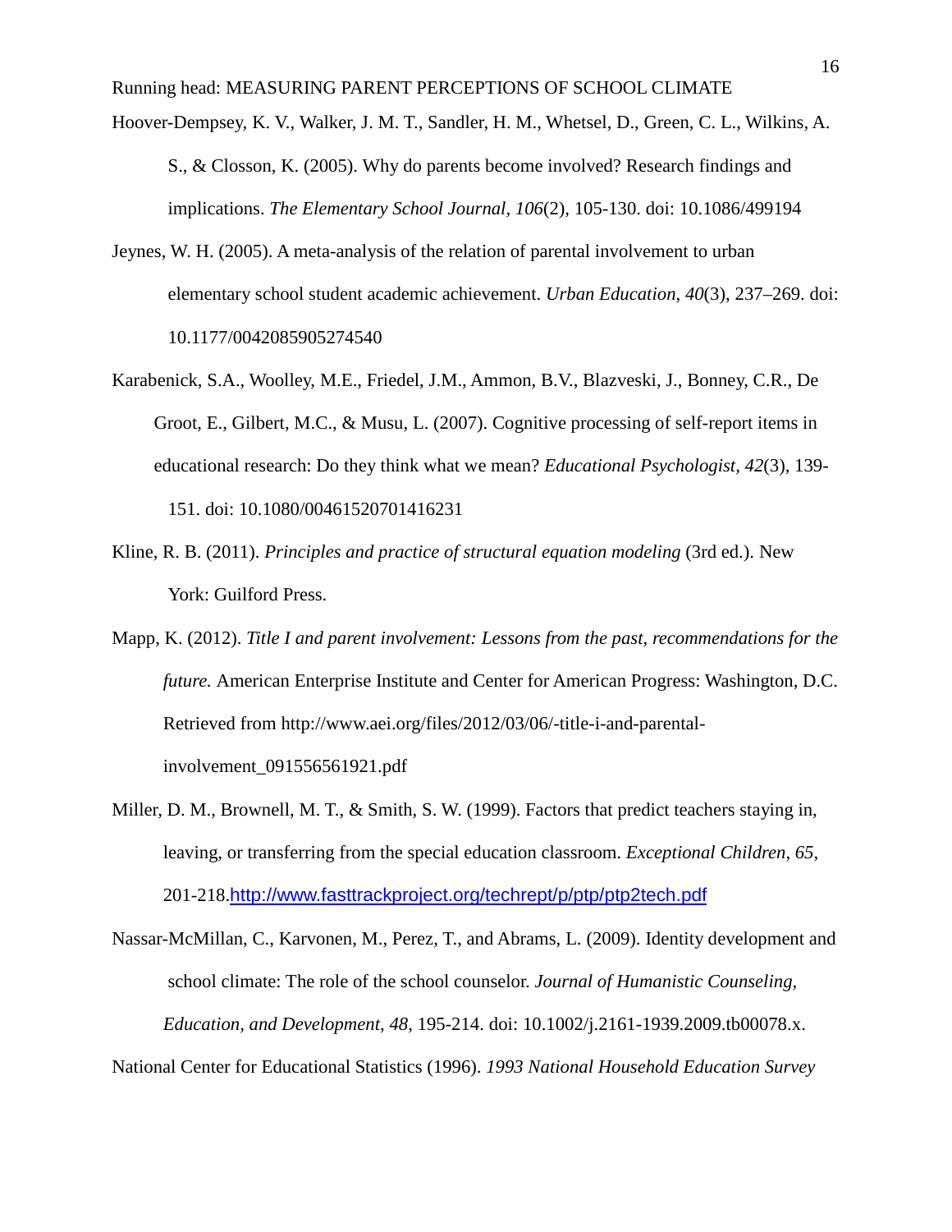Hoover-Dempsey, K. V., Walker, J. M. T., Sandler, H. M., Whetsel, D., Green, C. L., Wilkins, A. S., & Closson, K. (2005). Why do parents become involved? Research findings and implications. *The Elementary School Journal, 106*(2), 105-130. doi: 10.1086/499194

Jeynes, W. H. (2005). A meta-analysis of the relation of parental involvement to urban elementary school student academic achievement. *Urban Education, 40*(3), 237–269. doi: 10.1177/0042085905274540

Karabenick, S.A., Woolley, M.E., Friedel, J.M., Ammon, B.V., Blazveski, J., Bonney, C.R., De Groot, E., Gilbert, M.C., & Musu, L. (2007). Cognitive processing of self-report items in educational research: Do they think what we mean? *Educational Psychologist, 42*(3), 139-151. doi: 10.1080/00461520701416231

Kline, R. B. (2011). *Principles and practice of structural equation modeling* (3rd ed.). New York: Guilford Press.

Mapp, K. (2012). *Title I and parent involvement: Lessons from the past, recommendations for the future.* American Enterprise Institute and Center for American Progress: Washington, D.C. Retrieved from http://www.aei.org/files/2012/03/06/-title-i-and-parental-involvement_091556561921.pdf

Miller, D. M., Brownell, M. T., & Smith, S. W. (1999). Factors that predict teachers staying in, leaving, or transferring from the special education classroom. *Exceptional Children*, *65*, 201-218.http://www.fasttrackproject.org/techrept/p/ptp/ptp2tech.pdf

Nassar-McMillan, C., Karvonen, M., Perez, T., and Abrams, L. (2009). Identity development and school climate: The role of the school counselor. *Journal of Humanistic Counseling, Education, and Development*, *48*, 195-214. doi: 10.1002/j.2161-1939.2009.tb00078.x.

National Center for Educational Statistics (1996). *1993 National Household Education Survey*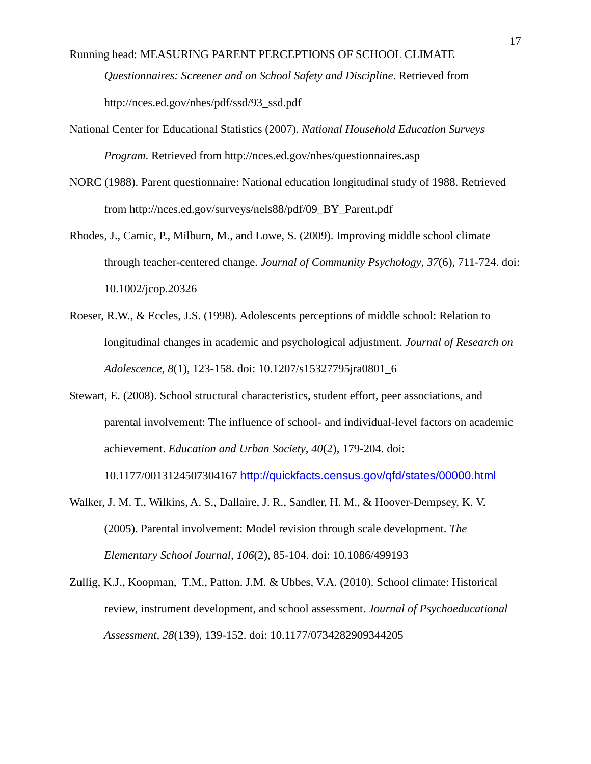*Questionnaires: Screener and on School Safety and Discipline*. Retrieved from http://nces.ed.gov/nhes/pdf/ssd/93_ssd.pdf

National Center for Educational Statistics (2007). *National Household Education Surveys Program*. Retrieved from http://nces.ed.gov/nhes/questionnaires.asp

NORC (1988). Parent questionnaire: National education longitudinal study of 1988. Retrieved from http://nces.ed.gov/surveys/nels88/pdf/09_BY_Parent.pdf

Rhodes, J., Camic, P., Milburn, M., and Lowe, S. (2009). Improving middle school climate through teacher-centered change. *Journal of Community Psychology*, *37*(6), 711-724. doi: 10.1002/jcop.20326

Roeser, R.W., & Eccles, J.S. (1998). Adolescents perceptions of middle school: Relation to longitudinal changes in academic and psychological adjustment. *Journal of Research on Adolescence*, *8*(1), 123-158. doi: 10.1207/s15327795jra0801_6

Stewart, E. (2008). School structural characteristics, student effort, peer associations, and parental involvement: The influence of school- and individual-level factors on academic achievement. *Education and Urban Society*, *40*(2), 179-204. doi: 10.1177/0013124507304167 http://quickfacts.census.gov/qfd/states/00000.html

Walker, J. M. T., Wilkins, A. S., Dallaire, J. R., Sandler, H. M., & Hoover-Dempsey, K. V. (2005). Parental involvement: Model revision through scale development. *The Elementary School Journal, 106*(2), 85-104. doi: 10.1086/499193

Zullig, K.J., Koopman, T.M., Patton. J.M. & Ubbes, V.A. (2010). School climate: Historical review, instrument development, and school assessment. *Journal of Psychoeducational Assessment, 28*(139), 139-152. doi: 10.1177/0734282909344205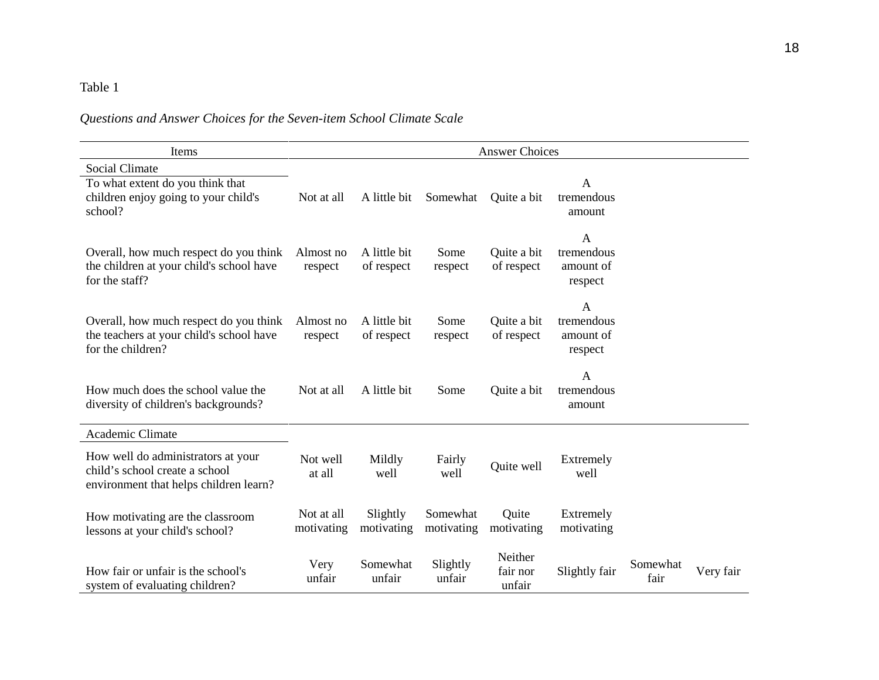Table 1

*Questions and Answer Choices for the Seven-item School Climate Scale*

| Items | Answer Choices | | | | | | |
|---|---|---|---|---|---|---|---|
| **Social Climate** | | | | | | | |
| To what extent do you think that children enjoy going to your child's school? | Not at all | A little bit | Somewhat | Quite a bit | A tremendous amount | | |
| Overall, how much respect do you think the children at your child's school have for the staff? | Almost no respect | A little bit of respect | Some respect | Quite a bit of respect | A tremendous amount of respect | | |
| Overall, how much respect do you think the teachers at your child's school have for the children? | Almost no respect | A little bit of respect | Some respect | Quite a bit of respect | A tremendous amount of respect | | |
| How much does the school value the diversity of children's backgrounds? | Not at all | A little bit | Some | Quite a bit | A tremendous amount | | |
| **Academic Climate** | | | | | | | |
| How well do administrators at your child's school create a school environment that helps children learn? | Not well at all | Mildly well | Fairly well | Quite well | Extremely well | | |
| How motivating are the classroom lessons at your child's school? | Not at all motivating | Slightly motivating | Somewhat motivating | Quite motivating | Extremely motivating | | |
| How fair or unfair is the school's system of evaluating children? | Very unfair | Somewhat unfair | Slightly unfair | Neither fair nor unfair | Slightly fair | Somewhat fair | Very fair |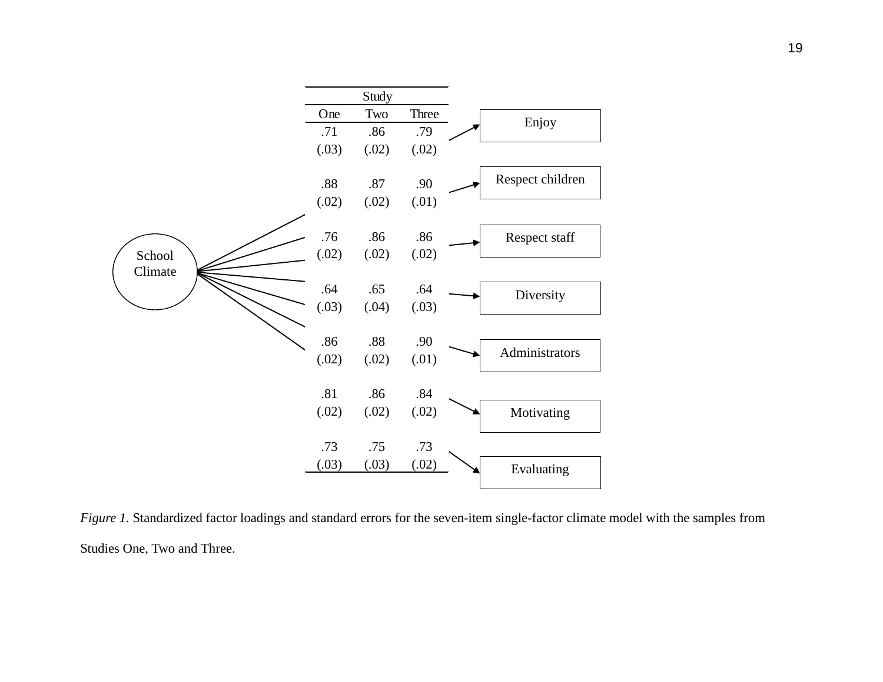School Climate

| | Study | | |
|---|---|---|---|
| | One | Two | Three |
| Enjoy | .71 (.03) | .86 (.02) | .79 (.02) |
| Respect children | .88 (.02) | .87 (.02) | .90 (.01) |
| Respect staff | .76 (.02) | .86 (.02) | .86 (.02) |
| Diversity | .64 (.03) | .65 (.04) | .64 (.03) |
| Administrators | .86 (.02) | .88 (.02) | .90 (.01) |
| Motivating | .81 (.02) | .86 (.02) | .84 (.02) |
| Evaluating | .73 (.03) | .75 (.03) | .73 (.02) |

*Figure 1.* Standardized factor loadings and standard errors for the seven-item single-factor climate model with the samples from Studies One, Two and Three.